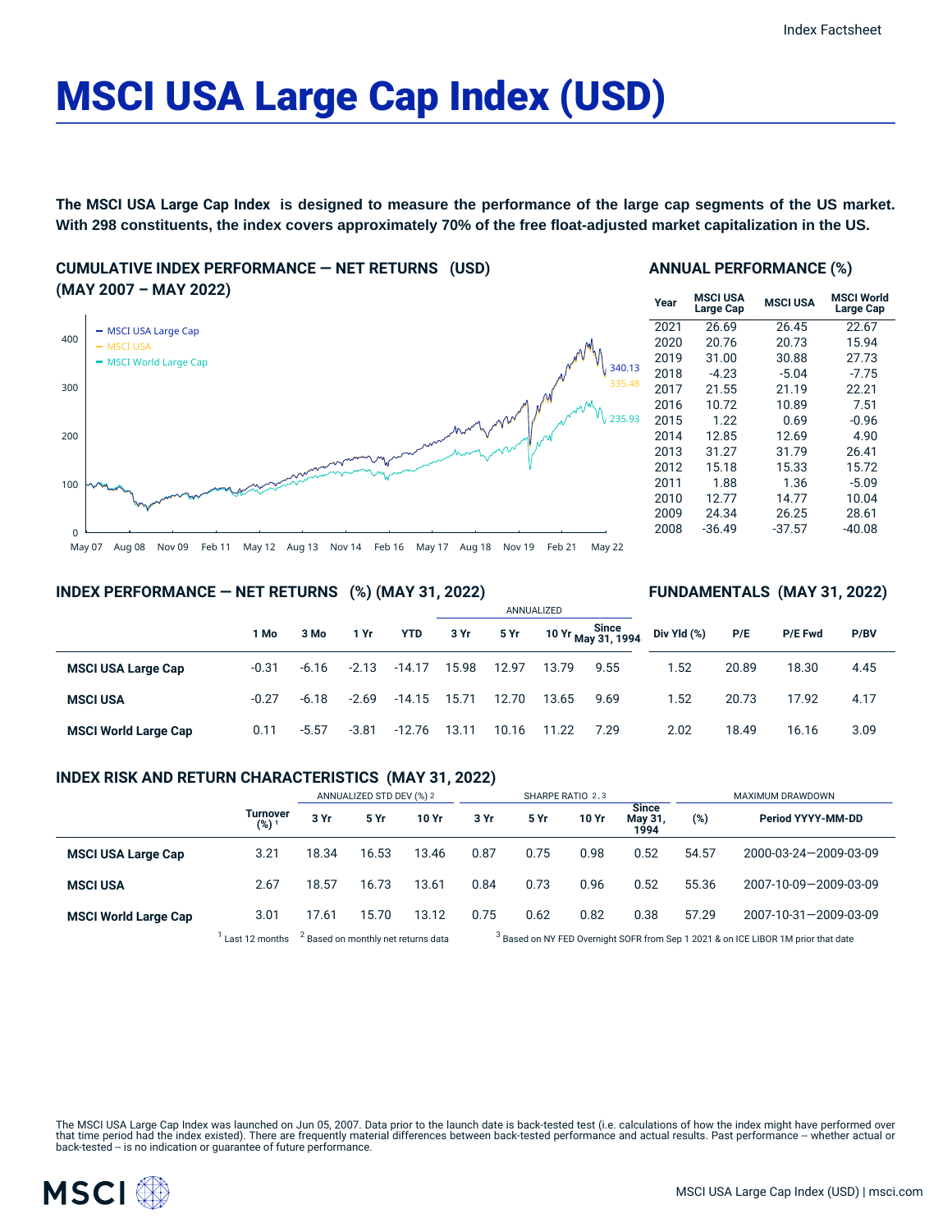Index Factsheet

# MSCI USA Large Cap Index (USD)

**The MSCI USA Large Cap Index is designed to measure the performance of the large cap segments of the US market. With 298 constituents, the index covers approximately 70% of the free float-adjusted market capitalization in the US.**

## CUMULATIVE INDEX PERFORMANCE — NET RETURNS (USD) (MAY 2007 – MAY 2022)

- MSCI USA Large Cap: 340.13
- MSCI USA: 335.48
- MSCI World Large Cap: 235.93

May 07, Aug 08, Nov 09, Feb 11, May 12, Aug 13, Nov 14, Feb 16, May 17, Aug 18, Nov 19, Feb 21, May 22

## ANNUAL PERFORMANCE (%)

| Year | MSCI USA Large Cap | MSCI USA | MSCI World Large Cap |
|---|---|---|---|
| 2021 | 26.69 | 26.45 | 22.67 |
| 2020 | 20.76 | 20.73 | 15.94 |
| 2019 | 31.00 | 30.88 | 27.73 |
| 2018 | -4.23 | -5.04 | -7.75 |
| 2017 | 21.55 | 21.19 | 22.21 |
| 2016 | 10.72 | 10.89 | 7.51 |
| 2015 | 1.22 | 0.69 | -0.96 |
| 2014 | 12.85 | 12.69 | 4.90 |
| 2013 | 31.27 | 31.79 | 26.41 |
| 2012 | 15.18 | 15.33 | 15.72 |
| 2011 | 1.88 | 1.36 | -5.09 |
| 2010 | 12.77 | 14.77 | 10.04 |
| 2009 | 24.34 | 26.25 | 28.61 |
| 2008 | -36.49 | -37.57 | -40.08 |

## INDEX PERFORMANCE — NET RETURNS (%) (MAY 31, 2022)

## FUNDAMENTALS (MAY 31, 2022)

| | 1 Mo | 3 Mo | 1 Yr | YTD | ANNUALIZED 3 Yr | 5 Yr | 10 Yr | Since May 31, 1994 | Div Yld (%) | P/E | P/E Fwd | P/BV |
|---|---|---|---|---|---|---|---|---|---|---|---|---|
| **MSCI USA Large Cap** | -0.31 | -6.16 | -2.13 | -14.17 | 15.98 | 12.97 | 13.79 | 9.55 | 1.52 | 20.89 | 18.30 | 4.45 |
| **MSCI USA** | -0.27 | -6.18 | -2.69 | -14.15 | 15.71 | 12.70 | 13.65 | 9.69 | 1.52 | 20.73 | 17.92 | 4.17 |
| **MSCI World Large Cap** | 0.11 | -5.57 | -3.81 | -12.76 | 13.11 | 10.16 | 11.22 | 7.29 | 2.02 | 18.49 | 16.16 | 3.09 |

## INDEX RISK AND RETURN CHARACTERISTICS (MAY 31, 2022)

| | Turnover (%) [1] | ANNUALIZED STD DEV (%) [2] 3 Yr | 5 Yr | 10 Yr | SHARPE RATIO [2,3] 3 Yr | 5 Yr | 10 Yr | Since May 31, 1994 | MAXIMUM DRAWDOWN (%) | Period YYYY-MM-DD |
|---|---|---|---|---|---|---|---|---|---|---|
| **MSCI USA Large Cap** | 3.21 | 18.34 | 16.53 | 13.46 | 0.87 | 0.75 | 0.98 | 0.52 | 54.57 | 2000-03-24—2009-03-09 |
| **MSCI USA** | 2.67 | 18.57 | 16.73 | 13.61 | 0.84 | 0.73 | 0.96 | 0.52 | 55.36 | 2007-10-09—2009-03-09 |
| **MSCI World Large Cap** | 3.01 | 17.61 | 15.70 | 13.12 | 0.75 | 0.62 | 0.82 | 0.38 | 57.29 | 2007-10-31—2009-03-09 |

[1] Last 12 months [2] Based on monthly net returns data [3] Based on NY FED Overnight SOFR from Sep 1 2021 & on ICE LIBOR 1M prior that date

The MSCI USA Large Cap Index was launched on Jun 05, 2007. Data prior to the launch date is back-tested test (i.e. calculations of how the index might have performed over that time period had the index existed). There are frequently material differences between back-tested performance and actual results. Past performance -- whether actual or back-tested -- is no indication or guarantee of future performance.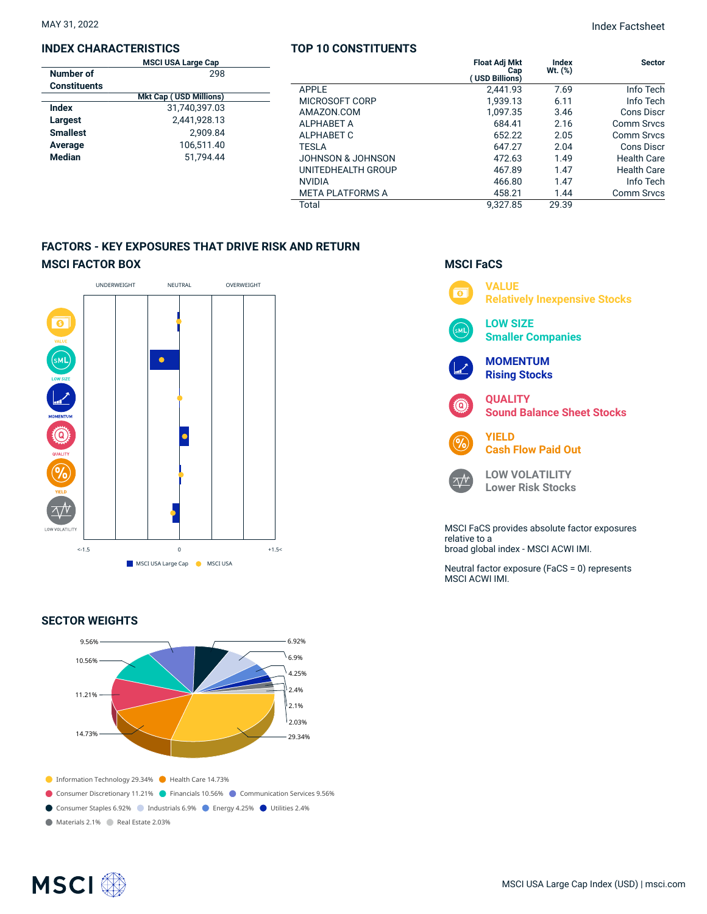MAY 31, 2022

Index Factsheet

## INDEX CHARACTERISTICS

| | MSCI USA Large Cap |
|---|---|
| **Number of Constituents** | 298 |
| | **Mkt Cap ( USD Millions)** |
| **Index** | 31,740,397.03 |
| **Largest** | 2,441,928.13 |
| **Smallest** | 2,909.84 |
| **Average** | 106,511.40 |
| **Median** | 51,794.44 |

## TOP 10 CONSTITUENTS

| | Float Adj Mkt Cap ( USD Billions) | Index Wt. (%) | Sector |
|---|---|---|---|
| APPLE | 2,441.93 | 7.69 | Info Tech |
| MICROSOFT CORP | 1,939.13 | 6.11 | Info Tech |
| AMAZON.COM | 1,097.35 | 3.46 | Cons Discr |
| ALPHABET A | 684.41 | 2.16 | Comm Srvcs |
| ALPHABET C | 652.22 | 2.05 | Comm Srvcs |
| TESLA | 647.27 | 2.04 | Cons Discr |
| JOHNSON & JOHNSON | 472.63 | 1.49 | Health Care |
| UNITEDHEALTH GROUP | 467.89 | 1.47 | Health Care |
| NVIDIA | 466.80 | 1.47 | Info Tech |
| META PLATFORMS A | 458.21 | 1.44 | Comm Srvcs |
| Total | 9,327.85 | 29.39 | |

## FACTORS - KEY EXPOSURES THAT DRIVE RISK AND RETURN

### MSCI FACTOR BOX

UNDERWEIGHT | NEUTRAL | OVERWEIGHT

VALUE, LOW SIZE, MOMENTUM, QUALITY, YIELD, LOW VOLATILITY

<-1.5 | 0 | +1.5<

MSCI USA Large Cap | MSCI USA

### MSCI FaCS

**VALUE**
Relatively Inexpensive Stocks

**LOW SIZE**
Smaller Companies

**MOMENTUM**
Rising Stocks

**QUALITY**
Sound Balance Sheet Stocks

**YIELD**
Cash Flow Paid Out

**LOW VOLATILITY**
Lower Risk Stocks

MSCI FaCS provides absolute factor exposures relative to a broad global index - MSCI ACWI IMI.

Neutral factor exposure (FaCS = 0) represents MSCI ACWI IMI.

## SECTOR WEIGHTS

- Information Technology 29.34%
- Health Care 14.73%
- Consumer Discretionary 11.21%
- Financials 10.56%
- Communication Services 9.56%
- Consumer Staples 6.92%
- Industrials 6.9%
- Energy 4.25%
- Utilities 2.4%
- Materials 2.1%
- Real Estate 2.03%

MSCI USA Large Cap Index (USD) | msci.com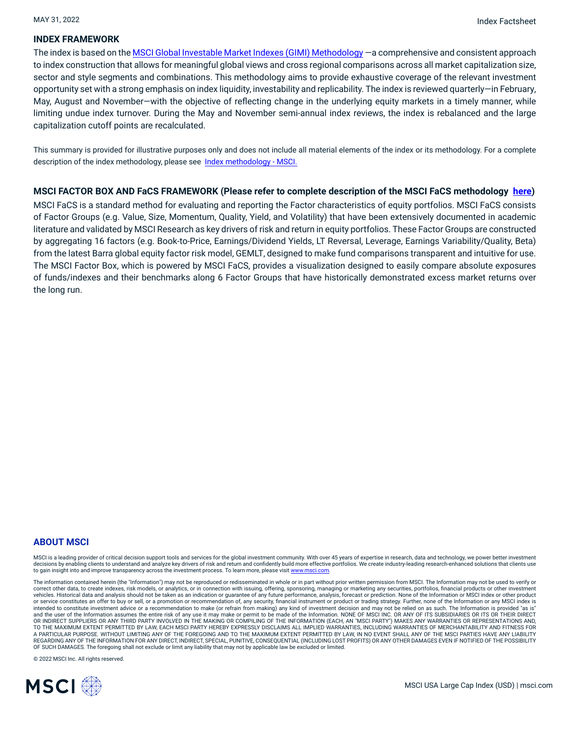## INDEX FRAMEWORK

The index is based on the MSCI Global Investable Market Indexes (GIMI) Methodology —a comprehensive and consistent approach to index construction that allows for meaningful global views and cross regional comparisons across all market capitalization size, sector and style segments and combinations. This methodology aims to provide exhaustive coverage of the relevant investment opportunity set with a strong emphasis on index liquidity, investability and replicability. The index is reviewed quarterly—in February, May, August and November—with the objective of reflecting change in the underlying equity markets in a timely manner, while limiting undue index turnover. During the May and November semi-annual index reviews, the index is rebalanced and the large capitalization cutoff points are recalculated.

This summary is provided for illustrative purposes only and does not include all material elements of the index or its methodology. For a complete description of the index methodology, please see Index methodology - MSCI.

## MSCI FACTOR BOX AND FaCS FRAMEWORK (Please refer to complete description of the MSCI FaCS methodology here)

MSCI FaCS is a standard method for evaluating and reporting the Factor characteristics of equity portfolios. MSCI FaCS consists of Factor Groups (e.g. Value, Size, Momentum, Quality, Yield, and Volatility) that have been extensively documented in academic literature and validated by MSCI Research as key drivers of risk and return in equity portfolios. These Factor Groups are constructed by aggregating 16 factors (e.g. Book-to-Price, Earnings/Dividend Yields, LT Reversal, Leverage, Earnings Variability/Quality, Beta) from the latest Barra global equity factor risk model, GEMLT, designed to make fund comparisons transparent and intuitive for use. The MSCI Factor Box, which is powered by MSCI FaCS, provides a visualization designed to easily compare absolute exposures of funds/indexes and their benchmarks along 6 Factor Groups that have historically demonstrated excess market returns over the long run.

## ABOUT MSCI

MSCI is a leading provider of critical decision support tools and services for the global investment community. With over 45 years of expertise in research, data and technology, we power better investment decisions by enabling clients to understand and analyze key drivers of risk and return and confidently build more effective portfolios. We create industry-leading research-enhanced solutions that clients use to gain insight into and improve transparency across the investment process. To learn more, please visit www.msci.com.

The information contained herein (the "Information") may not be reproduced or redisseminated in whole or in part without prior written permission from MSCI. The Information may not be used to verify or correct other data, to create indexes, risk models, or analytics, or in connection with issuing, offering, sponsoring, managing or marketing any securities, portfolios, financial products or other investment vehicles. Historical data and analysis should not be taken as an indication or guarantee of any future performance, analysis, forecast or prediction. None of the Information or MSCI index or other product or service constitutes an offer to buy or sell, or a promotion or recommendation of, any security, financial instrument or product or trading strategy. Further, none of the Information or any MSCI index is intended to constitute investment advice or a recommendation to make (or refrain from making) any kind of investment decision and may not be relied on as such. The Information is provided "as is" and the user of the Information assumes the entire risk of any use it may make or permit to be made of the Information. NONE OF MSCI INC. OR ANY OF ITS SUBSIDIARIES OR ITS OR THEIR DIRECT OR INDIRECT SUPPLIERS OR ANY THIRD PARTY INVOLVED IN THE MAKING OR COMPILING OF THE INFORMATION (EACH, AN "MSCI PARTY") MAKES ANY WARRANTIES OR REPRESENTATIONS AND, TO THE MAXIMUM EXTENT PERMITTED BY LAW, EACH MSCI PARTY HEREBY EXPRESSLY DISCLAIMS ALL IMPLIED WARRANTIES, INCLUDING WARRANTIES OF MERCHANTABILITY AND FITNESS FOR A PARTICULAR PURPOSE. WITHOUT LIMITING ANY OF THE FOREGOING AND TO THE MAXIMUM EXTENT PERMITTED BY LAW, IN NO EVENT SHALL ANY OF THE MSCI PARTIES HAVE ANY LIABILITY REGARDING ANY OF THE INFORMATION FOR ANY DIRECT, INDIRECT, SPECIAL, PUNITIVE, CONSEQUENTIAL (INCLUDING LOST PROFITS) OR ANY OTHER DAMAGES EVEN IF NOTIFIED OF THE POSSIBILITY OF SUCH DAMAGES. The foregoing shall not exclude or limit any liability that may not by applicable law be excluded or limited.

© 2022 MSCI Inc. All rights reserved.